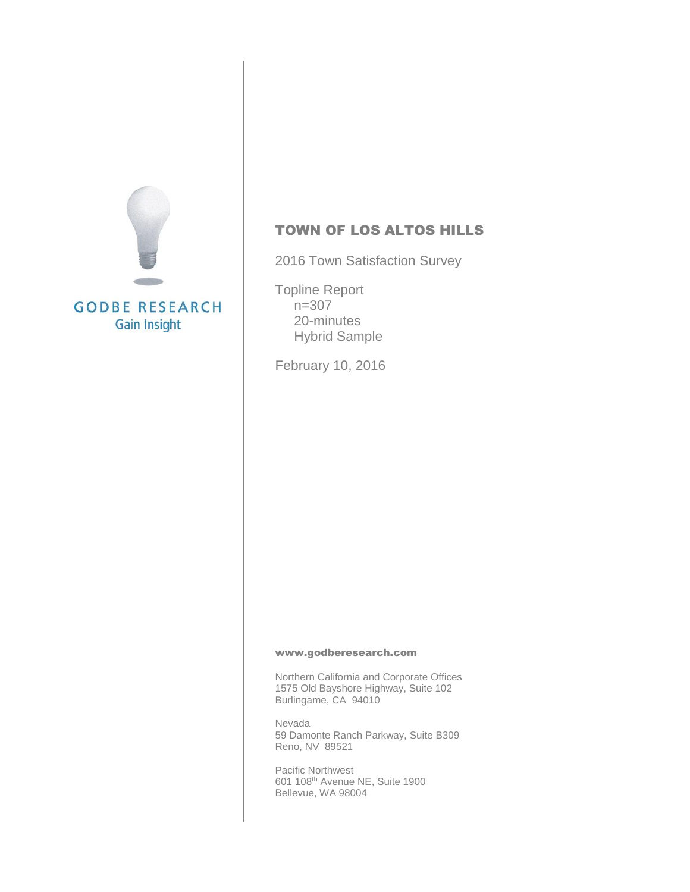GODBE RESEARCH
Gain Insight

# TOWN OF LOS ALTOS HILLS

2016 Town Satisfaction Survey

Topline Report
- n=307
- 20-minutes
- Hybrid Sample

February 10, 2016

**www.godberesearch.com**

Northern California and Corporate Offices
1575 Old Bayshore Highway, Suite 102
Burlingame, CA 94010

Nevada
59 Damonte Ranch Parkway, Suite B309
Reno, NV 89521

Pacific Northwest
601 108th Avenue NE, Suite 1900
Bellevue, WA 98004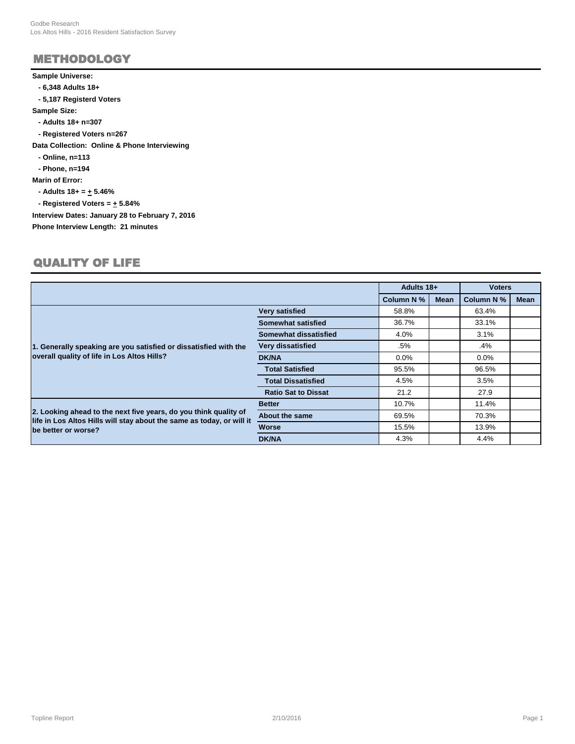## METHODOLOGY

**Sample Universe:**

- **6,348 Adults 18+**
- **5,187 Registerd Voters**

**Sample Size:**

- **Adults 18+ n=307**
- **Registered Voters n=267**

**Data Collection: Online & Phone Interviewing**

- **Online, n=113**
- **Phone, n=194**

**Marin of Error:**

- **Adults 18+ = ± 5.46%**
- **Registered Voters = ± 5.84%**

**Interview Dates: January 28 to February 7, 2016**

**Phone Interview Length: 21 minutes**

## QUALITY OF LIFE

| | | Adults 18+ | | Voters | |
|---|---|---|---|---|---|
| | | Column N % | Mean | Column N % | Mean |
| **1. Generally speaking are you satisfied or dissatisfied with the overall quality of life in Los Altos Hills?** | **Very satisfied** | 58.8% | | 63.4% | |
| | **Somewhat satisfied** | 36.7% | | 33.1% | |
| | **Somewhat dissatisfied** | 4.0% | | 3.1% | |
| | **Very dissatisfied** | .5% | | .4% | |
| | **DK/NA** | 0.0% | | 0.0% | |
| | **Total Satisfied** | 95.5% | | 96.5% | |
| | **Total Dissatisfied** | 4.5% | | 3.5% | |
| | **Ratio Sat to Dissat** | 21.2 | | 27.9 | |
| **2. Looking ahead to the next five years, do you think quality of life in Los Altos Hills will stay about the same as today, or will it be better or worse?** | **Better** | 10.7% | | 11.4% | |
| | **About the same** | 69.5% | | 70.3% | |
| | **Worse** | 15.5% | | 13.9% | |
| | **DK/NA** | 4.3% | | 4.4% | |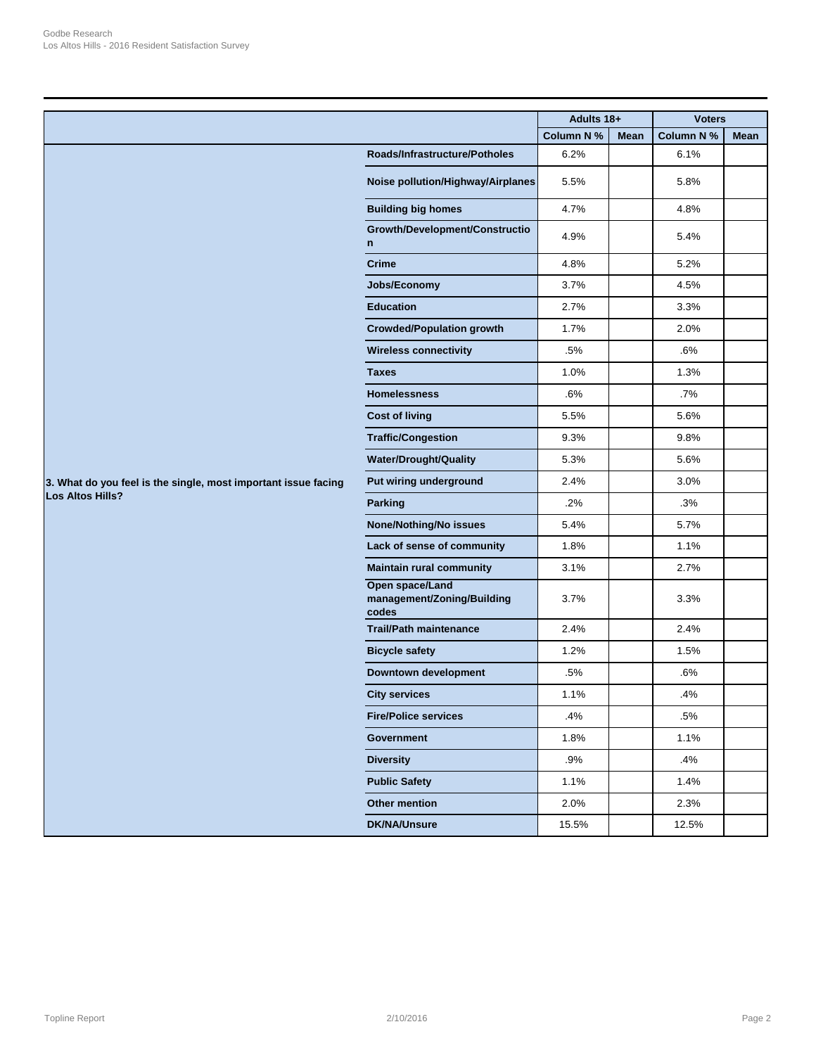| | | Adults 18+ | | Voters | |
|---|---|---|---|---|---|
| | | Column N % | Mean | Column N % | Mean |
| 3. What do you feel is the single, most important issue facing Los Altos Hills? | Roads/Infrastructure/Potholes | 6.2% | | 6.1% | |
| | Noise pollution/Highway/Airplanes | 5.5% | | 5.8% | |
| | Building big homes | 4.7% | | 4.8% | |
| | Growth/Development/Construction | 4.9% | | 5.4% | |
| | Crime | 4.8% | | 5.2% | |
| | Jobs/Economy | 3.7% | | 4.5% | |
| | Education | 2.7% | | 3.3% | |
| | Crowded/Population growth | 1.7% | | 2.0% | |
| | Wireless connectivity | .5% | | .6% | |
| | Taxes | 1.0% | | 1.3% | |
| | Homelessness | .6% | | .7% | |
| | Cost of living | 5.5% | | 5.6% | |
| | Traffic/Congestion | 9.3% | | 9.8% | |
| | Water/Drought/Quality | 5.3% | | 5.6% | |
| | Put wiring underground | 2.4% | | 3.0% | |
| | Parking | .2% | | .3% | |
| | None/Nothing/No issues | 5.4% | | 5.7% | |
| | Lack of sense of community | 1.8% | | 1.1% | |
| | Maintain rural community | 3.1% | | 2.7% | |
| | Open space/Land management/Zoning/Building codes | 3.7% | | 3.3% | |
| | Trail/Path maintenance | 2.4% | | 2.4% | |
| | Bicycle safety | 1.2% | | 1.5% | |
| | Downtown development | .5% | | .6% | |
| | City services | 1.1% | | .4% | |
| | Fire/Police services | .4% | | .5% | |
| | Government | 1.8% | | 1.1% | |
| | Diversity | .9% | | .4% | |
| | Public Safety | 1.1% | | 1.4% | |
| | Other mention | 2.0% | | 2.3% | |
| | DK/NA/Unsure | 15.5% | | 12.5% | |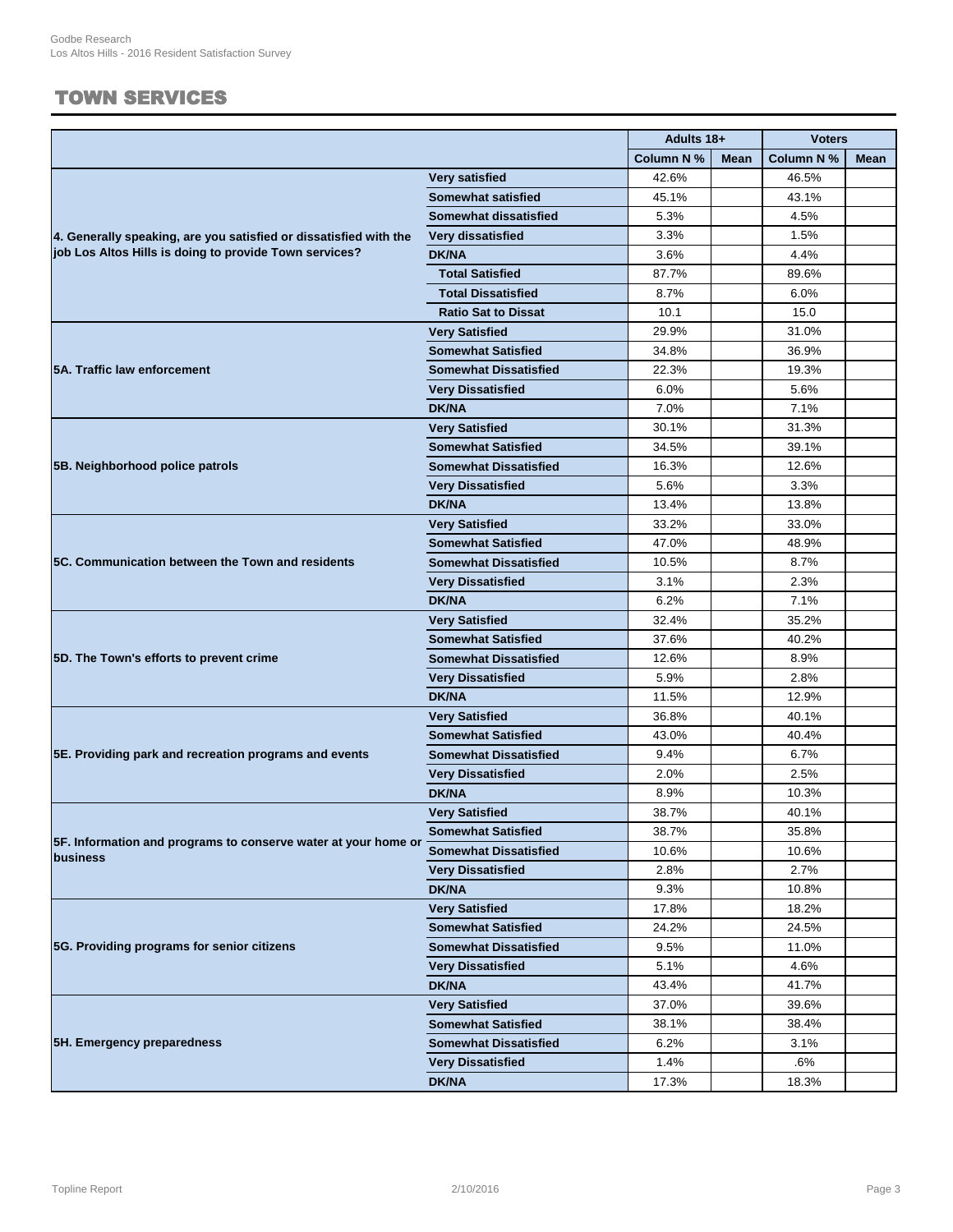## TOWN SERVICES

| | | Adults 18+ | | Voters | |
|---|---|---|---|---|---|
| | | Column N % | Mean | Column N % | Mean |
| 4. Generally speaking, are you satisfied or dissatisfied with the job Los Altos Hills is doing to provide Town services? | Very satisfied | 42.6% | | 46.5% | |
| | Somewhat satisfied | 45.1% | | 43.1% | |
| | Somewhat dissatisfied | 5.3% | | 4.5% | |
| | Very dissatisfied | 3.3% | | 1.5% | |
| | DK/NA | 3.6% | | 4.4% | |
| | Total Satisfied | 87.7% | | 89.6% | |
| | Total Dissatisfied | 8.7% | | 6.0% | |
| | Ratio Sat to Dissat | 10.1 | | 15.0 | |
| 5A. Traffic law enforcement | Very Satisfied | 29.9% | | 31.0% | |
| | Somewhat Satisfied | 34.8% | | 36.9% | |
| | Somewhat Dissatisfied | 22.3% | | 19.3% | |
| | Very Dissatisfied | 6.0% | | 5.6% | |
| | DK/NA | 7.0% | | 7.1% | |
| 5B. Neighborhood police patrols | Very Satisfied | 30.1% | | 31.3% | |
| | Somewhat Satisfied | 34.5% | | 39.1% | |
| | Somewhat Dissatisfied | 16.3% | | 12.6% | |
| | Very Dissatisfied | 5.6% | | 3.3% | |
| | DK/NA | 13.4% | | 13.8% | |
| 5C. Communication between the Town and residents | Very Satisfied | 33.2% | | 33.0% | |
| | Somewhat Satisfied | 47.0% | | 48.9% | |
| | Somewhat Dissatisfied | 10.5% | | 8.7% | |
| | Very Dissatisfied | 3.1% | | 2.3% | |
| | DK/NA | 6.2% | | 7.1% | |
| 5D. The Town's efforts to prevent crime | Very Satisfied | 32.4% | | 35.2% | |
| | Somewhat Satisfied | 37.6% | | 40.2% | |
| | Somewhat Dissatisfied | 12.6% | | 8.9% | |
| | Very Dissatisfied | 5.9% | | 2.8% | |
| | DK/NA | 11.5% | | 12.9% | |
| 5E. Providing park and recreation programs and events | Very Satisfied | 36.8% | | 40.1% | |
| | Somewhat Satisfied | 43.0% | | 40.4% | |
| | Somewhat Dissatisfied | 9.4% | | 6.7% | |
| | Very Dissatisfied | 2.0% | | 2.5% | |
| | DK/NA | 8.9% | | 10.3% | |
| 5F. Information and programs to conserve water at your home or business | Very Satisfied | 38.7% | | 40.1% | |
| | Somewhat Satisfied | 38.7% | | 35.8% | |
| | Somewhat Dissatisfied | 10.6% | | 10.6% | |
| | Very Dissatisfied | 2.8% | | 2.7% | |
| | DK/NA | 9.3% | | 10.8% | |
| 5G. Providing programs for senior citizens | Very Satisfied | 17.8% | | 18.2% | |
| | Somewhat Satisfied | 24.2% | | 24.5% | |
| | Somewhat Dissatisfied | 9.5% | | 11.0% | |
| | Very Dissatisfied | 5.1% | | 4.6% | |
| | DK/NA | 43.4% | | 41.7% | |
| 5H. Emergency preparedness | Very Satisfied | 37.0% | | 39.6% | |
| | Somewhat Satisfied | 38.1% | | 38.4% | |
| | Somewhat Dissatisfied | 6.2% | | 3.1% | |
| | Very Dissatisfied | 1.4% | | .6% | |
| | DK/NA | 17.3% | | 18.3% | |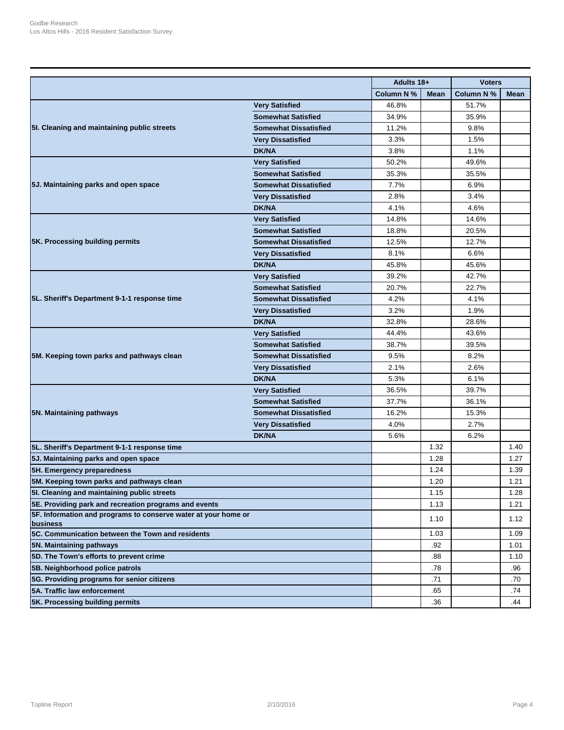| | | Adults 18+ | | Voters | |
|---|---|---|---|---|---|
| | | Column N % | Mean | Column N % | Mean |
| **5I. Cleaning and maintaining public streets** | **Very Satisfied** | 46.8% | | 51.7% | |
| | **Somewhat Satisfied** | 34.9% | | 35.9% | |
| | **Somewhat Dissatisfied** | 11.2% | | 9.8% | |
| | **Very Dissatisfied** | 3.3% | | 1.5% | |
| | **DK/NA** | 3.8% | | 1.1% | |
| **5J. Maintaining parks and open space** | **Very Satisfied** | 50.2% | | 49.6% | |
| | **Somewhat Satisfied** | 35.3% | | 35.5% | |
| | **Somewhat Dissatisfied** | 7.7% | | 6.9% | |
| | **Very Dissatisfied** | 2.8% | | 3.4% | |
| | **DK/NA** | 4.1% | | 4.6% | |
| **5K. Processing building permits** | **Very Satisfied** | 14.8% | | 14.6% | |
| | **Somewhat Satisfied** | 18.8% | | 20.5% | |
| | **Somewhat Dissatisfied** | 12.5% | | 12.7% | |
| | **Very Dissatisfied** | 8.1% | | 6.6% | |
| | **DK/NA** | 45.8% | | 45.6% | |
| **5L. Sheriff's Department 9-1-1 response time** | **Very Satisfied** | 39.2% | | 42.7% | |
| | **Somewhat Satisfied** | 20.7% | | 22.7% | |
| | **Somewhat Dissatisfied** | 4.2% | | 4.1% | |
| | **Very Dissatisfied** | 3.2% | | 1.9% | |
| | **DK/NA** | 32.8% | | 28.6% | |
| **5M. Keeping town parks and pathways clean** | **Very Satisfied** | 44.4% | | 43.6% | |
| | **Somewhat Satisfied** | 38.7% | | 39.5% | |
| | **Somewhat Dissatisfied** | 9.5% | | 8.2% | |
| | **Very Dissatisfied** | 2.1% | | 2.6% | |
| | **DK/NA** | 5.3% | | 6.1% | |
| **5N. Maintaining pathways** | **Very Satisfied** | 36.5% | | 39.7% | |
| | **Somewhat Satisfied** | 37.7% | | 36.1% | |
| | **Somewhat Dissatisfied** | 16.2% | | 15.3% | |
| | **Very Dissatisfied** | 4.0% | | 2.7% | |
| | **DK/NA** | 5.6% | | 6.2% | |
| **5L. Sheriff's Department 9-1-1 response time** | | | 1.32 | | 1.40 |
| **5J. Maintaining parks and open space** | | | 1.28 | | 1.27 |
| **5H. Emergency preparedness** | | | 1.24 | | 1.39 |
| **5M. Keeping town parks and pathways clean** | | | 1.20 | | 1.21 |
| **5I. Cleaning and maintaining public streets** | | | 1.15 | | 1.28 |
| **5E. Providing park and recreation programs and events** | | | 1.13 | | 1.21 |
| **5F. Information and programs to conserve water at your home or business** | | | 1.10 | | 1.12 |
| **5C. Communication between the Town and residents** | | | 1.03 | | 1.09 |
| **5N. Maintaining pathways** | | | .92 | | 1.01 |
| **5D. The Town's efforts to prevent crime** | | | .88 | | 1.10 |
| **5B. Neighborhood police patrols** | | | .78 | | .96 |
| **5G. Providing programs for senior citizens** | | | .71 | | .70 |
| **5A. Traffic law enforcement** | | | .65 | | .74 |
| **5K. Processing building permits** | | | .36 | | .44 |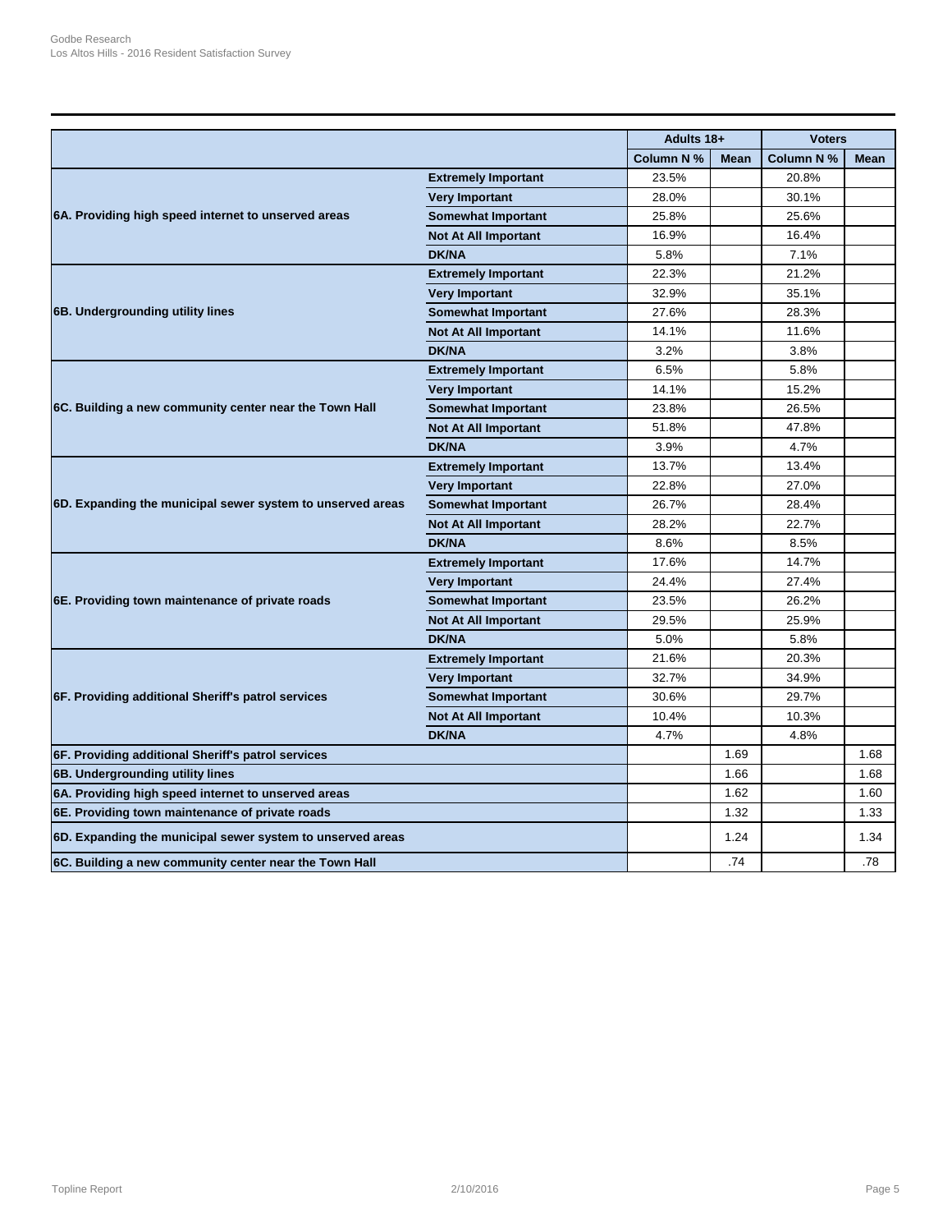| | | Adults 18+ | | Voters | |
|---|---|---|---|---|---|
| | | Column N % | Mean | Column N % | Mean |
| 6A. Providing high speed internet to unserved areas | Extremely Important | 23.5% | | 20.8% | |
| | Very Important | 28.0% | | 30.1% | |
| | Somewhat Important | 25.8% | | 25.6% | |
| | Not At All Important | 16.9% | | 16.4% | |
| | DK/NA | 5.8% | | 7.1% | |
| 6B. Undergrounding utility lines | Extremely Important | 22.3% | | 21.2% | |
| | Very Important | 32.9% | | 35.1% | |
| | Somewhat Important | 27.6% | | 28.3% | |
| | Not At All Important | 14.1% | | 11.6% | |
| | DK/NA | 3.2% | | 3.8% | |
| 6C. Building a new community center near the Town Hall | Extremely Important | 6.5% | | 5.8% | |
| | Very Important | 14.1% | | 15.2% | |
| | Somewhat Important | 23.8% | | 26.5% | |
| | Not At All Important | 51.8% | | 47.8% | |
| | DK/NA | 3.9% | | 4.7% | |
| 6D. Expanding the municipal sewer system to unserved areas | Extremely Important | 13.7% | | 13.4% | |
| | Very Important | 22.8% | | 27.0% | |
| | Somewhat Important | 26.7% | | 28.4% | |
| | Not At All Important | 28.2% | | 22.7% | |
| | DK/NA | 8.6% | | 8.5% | |
| 6E. Providing town maintenance of private roads | Extremely Important | 17.6% | | 14.7% | |
| | Very Important | 24.4% | | 27.4% | |
| | Somewhat Important | 23.5% | | 26.2% | |
| | Not At All Important | 29.5% | | 25.9% | |
| | DK/NA | 5.0% | | 5.8% | |
| 6F. Providing additional Sheriff's patrol services | Extremely Important | 21.6% | | 20.3% | |
| | Very Important | 32.7% | | 34.9% | |
| | Somewhat Important | 30.6% | | 29.7% | |
| | Not At All Important | 10.4% | | 10.3% | |
| | DK/NA | 4.7% | | 4.8% | |
| 6F. Providing additional Sheriff's patrol services | | | 1.69 | | 1.68 |
| 6B. Undergrounding utility lines | | | 1.66 | | 1.68 |
| 6A. Providing high speed internet to unserved areas | | | 1.62 | | 1.60 |
| 6E. Providing town maintenance of private roads | | | 1.32 | | 1.33 |
| 6D. Expanding the municipal sewer system to unserved areas | | | 1.24 | | 1.34 |
| 6C. Building a new community center near the Town Hall | | | .74 | | .78 |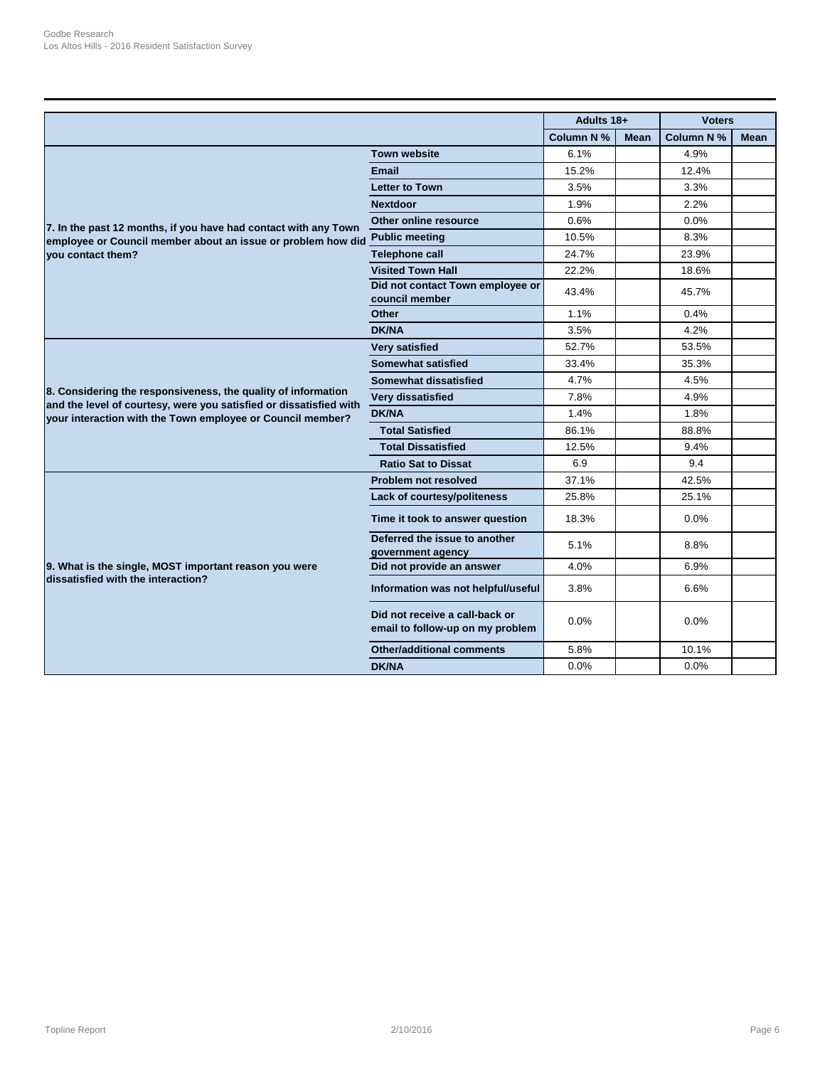| | | Adults 18+ | | Voters | |
|---|---|---|---|---|---|
| | | Column N % | Mean | Column N % | Mean |
| 7. In the past 12 months, if you have had contact with any Town employee or Council member about an issue or problem how did you contact them? | Town website | 6.1% | | 4.9% | |
| | Email | 15.2% | | 12.4% | |
| | Letter to Town | 3.5% | | 3.3% | |
| | Nextdoor | 1.9% | | 2.2% | |
| | Other online resource | 0.6% | | 0.0% | |
| | Public meeting | 10.5% | | 8.3% | |
| | Telephone call | 24.7% | | 23.9% | |
| | Visited Town Hall | 22.2% | | 18.6% | |
| | Did not contact Town employee or council member | 43.4% | | 45.7% | |
| | Other | 1.1% | | 0.4% | |
| | DK/NA | 3.5% | | 4.2% | |
| 8. Considering the responsiveness, the quality of information and the level of courtesy, were you satisfied or dissatisfied with your interaction with the Town employee or Council member? | Very satisfied | 52.7% | | 53.5% | |
| | Somewhat satisfied | 33.4% | | 35.3% | |
| | Somewhat dissatisfied | 4.7% | | 4.5% | |
| | Very dissatisfied | 7.8% | | 4.9% | |
| | DK/NA | 1.4% | | 1.8% | |
| | Total Satisfied | 86.1% | | 88.8% | |
| | Total Dissatisfied | 12.5% | | 9.4% | |
| | Ratio Sat to Dissat | 6.9 | | 9.4 | |
| 9. What is the single, MOST important reason you were dissatisfied with the interaction? | Problem not resolved | 37.1% | | 42.5% | |
| | Lack of courtesy/politeness | 25.8% | | 25.1% | |
| | Time it took to answer question | 18.3% | | 0.0% | |
| | Deferred the issue to another government agency | 5.1% | | 8.8% | |
| | Did not provide an answer | 4.0% | | 6.9% | |
| | Information was not helpful/useful | 3.8% | | 6.6% | |
| | Did not receive a call-back or email to follow-up on my problem | 0.0% | | 0.0% | |
| | Other/additional comments | 5.8% | | 10.1% | |
| | DK/NA | 0.0% | | 0.0% | |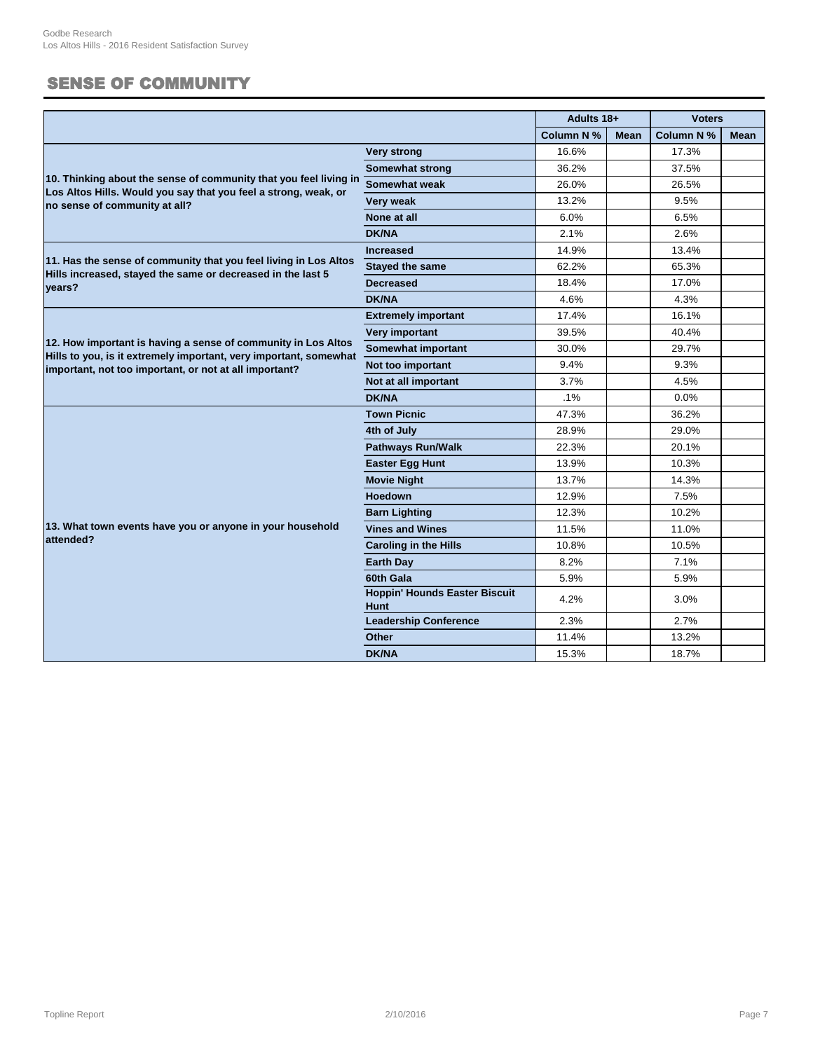## SENSE OF COMMUNITY

| | | Adults 18+ | | Voters | |
|---|---|---|---|---|---|
| | | Column N % | Mean | Column N % | Mean |
| 10. Thinking about the sense of community that you feel living in Los Altos Hills. Would you say that you feel a strong, weak, or no sense of community at all? | Very strong | 16.6% | | 17.3% | |
| | Somewhat strong | 36.2% | | 37.5% | |
| | Somewhat weak | 26.0% | | 26.5% | |
| | Very weak | 13.2% | | 9.5% | |
| | None at all | 6.0% | | 6.5% | |
| | DK/NA | 2.1% | | 2.6% | |
| 11. Has the sense of community that you feel living in Los Altos Hills increased, stayed the same or decreased in the last 5 years? | Increased | 14.9% | | 13.4% | |
| | Stayed the same | 62.2% | | 65.3% | |
| | Decreased | 18.4% | | 17.0% | |
| | DK/NA | 4.6% | | 4.3% | |
| 12. How important is having a sense of community in Los Altos Hills to you, is it extremely important, very important, somewhat important, not too important, or not at all important? | Extremely important | 17.4% | | 16.1% | |
| | Very important | 39.5% | | 40.4% | |
| | Somewhat important | 30.0% | | 29.7% | |
| | Not too important | 9.4% | | 9.3% | |
| | Not at all important | 3.7% | | 4.5% | |
| | DK/NA | .1% | | 0.0% | |
| 13. What town events have you or anyone in your household attended? | Town Picnic | 47.3% | | 36.2% | |
| | 4th of July | 28.9% | | 29.0% | |
| | Pathways Run/Walk | 22.3% | | 20.1% | |
| | Easter Egg Hunt | 13.9% | | 10.3% | |
| | Movie Night | 13.7% | | 14.3% | |
| | Hoedown | 12.9% | | 7.5% | |
| | Barn Lighting | 12.3% | | 10.2% | |
| | Vines and Wines | 11.5% | | 11.0% | |
| | Caroling in the Hills | 10.8% | | 10.5% | |
| | Earth Day | 8.2% | | 7.1% | |
| | 60th Gala | 5.9% | | 5.9% | |
| | Hoppin' Hounds Easter Biscuit Hunt | 4.2% | | 3.0% | |
| | Leadership Conference | 2.3% | | 2.7% | |
| | Other | 11.4% | | 13.2% | |
| | DK/NA | 15.3% | | 18.7% | |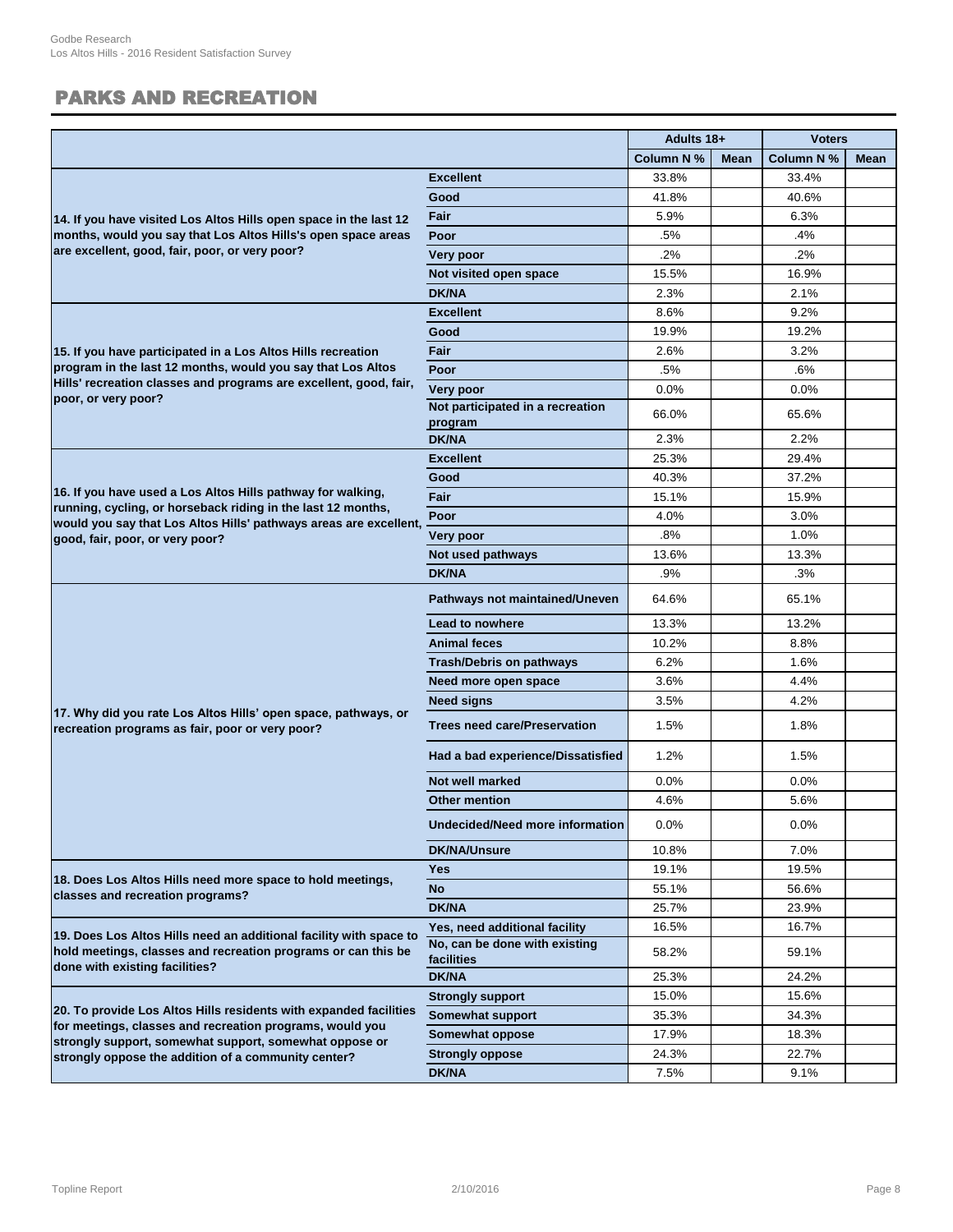## PARKS AND RECREATION

| | | Adults 18+ | | Voters | |
|---|---|---|---|---|---|
| | | Column N % | Mean | Column N % | Mean |
| 14. If you have visited Los Altos Hills open space in the last 12 months, would you say that Los Altos Hills's open space areas are excellent, good, fair, poor, or very poor? | Excellent | 33.8% | | 33.4% | |
| | Good | 41.8% | | 40.6% | |
| | Fair | 5.9% | | 6.3% | |
| | Poor | .5% | | .4% | |
| | Very poor | .2% | | .2% | |
| | Not visited open space | 15.5% | | 16.9% | |
| | DK/NA | 2.3% | | 2.1% | |
| 15. If you have participated in a Los Altos Hills recreation program in the last 12 months, would you say that Los Altos Hills' recreation classes and programs are excellent, good, fair, poor, or very poor? | Excellent | 8.6% | | 9.2% | |
| | Good | 19.9% | | 19.2% | |
| | Fair | 2.6% | | 3.2% | |
| | Poor | .5% | | .6% | |
| | Very poor | 0.0% | | 0.0% | |
| | Not participated in a recreation program | 66.0% | | 65.6% | |
| | DK/NA | 2.3% | | 2.2% | |
| 16. If you have used a Los Altos Hills pathway for walking, running, cycling, or horseback riding in the last 12 months, would you say that Los Altos Hills' pathways areas are excellent, good, fair, poor, or very poor? | Excellent | 25.3% | | 29.4% | |
| | Good | 40.3% | | 37.2% | |
| | Fair | 15.1% | | 15.9% | |
| | Poor | 4.0% | | 3.0% | |
| | Very poor | .8% | | 1.0% | |
| | Not used pathways | 13.6% | | 13.3% | |
| | DK/NA | .9% | | .3% | |
| 17. Why did you rate Los Altos Hills' open space, pathways, or recreation programs as fair, poor or very poor? | Pathways not maintained/Uneven | 64.6% | | 65.1% | |
| | Lead to nowhere | 13.3% | | 13.2% | |
| | Animal feces | 10.2% | | 8.8% | |
| | Trash/Debris on pathways | 6.2% | | 1.6% | |
| | Need more open space | 3.6% | | 4.4% | |
| | Need signs | 3.5% | | 4.2% | |
| | Trees need care/Preservation | 1.5% | | 1.8% | |
| | Had a bad experience/Dissatisfied | 1.2% | | 1.5% | |
| | Not well marked | 0.0% | | 0.0% | |
| | Other mention | 4.6% | | 5.6% | |
| | Undecided/Need more information | 0.0% | | 0.0% | |
| | DK/NA/Unsure | 10.8% | | 7.0% | |
| 18. Does Los Altos Hills need more space to hold meetings, classes and recreation programs? | Yes | 19.1% | | 19.5% | |
| | No | 55.1% | | 56.6% | |
| | DK/NA | 25.7% | | 23.9% | |
| 19. Does Los Altos Hills need an additional facility with space to hold meetings, classes and recreation programs or can this be done with existing facilities? | Yes, need additional facility | 16.5% | | 16.7% | |
| | No, can be done with existing facilities | 58.2% | | 59.1% | |
| | DK/NA | 25.3% | | 24.2% | |
| 20. To provide Los Altos Hills residents with expanded facilities for meetings, classes and recreation programs, would you strongly support, somewhat support, somewhat oppose or strongly oppose the addition of a community center? | Strongly support | 15.0% | | 15.6% | |
| | Somewhat support | 35.3% | | 34.3% | |
| | Somewhat oppose | 17.9% | | 18.3% | |
| | Strongly oppose | 24.3% | | 22.7% | |
| | DK/NA | 7.5% | | 9.1% | |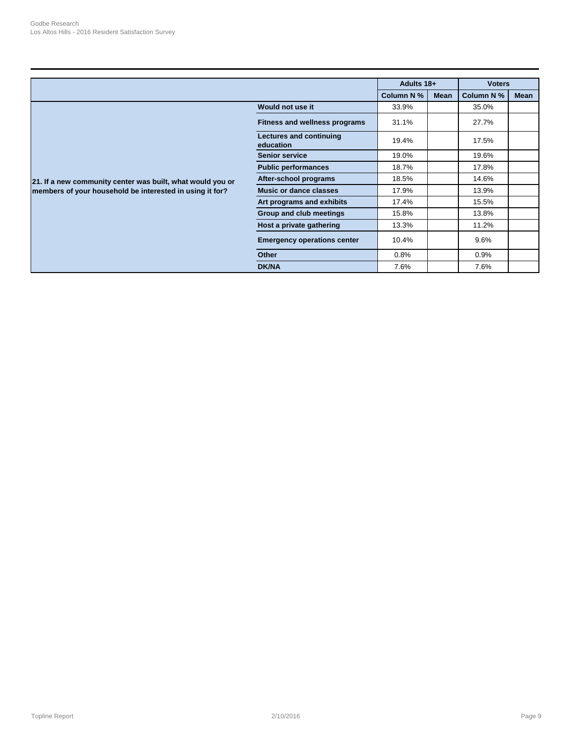| | | Adults 18+ | | Voters | |
|---|---|---|---|---|---|
| | | Column N % | Mean | Column N % | Mean |
| 21. If a new community center was built, what would you or members of your household be interested in using it for? | Would not use it | 33.9% | | 35.0% | |
| | Fitness and wellness programs | 31.1% | | 27.7% | |
| | Lectures and continuing education | 19.4% | | 17.5% | |
| | Senior service | 19.0% | | 19.6% | |
| | Public performances | 18.7% | | 17.8% | |
| | After-school programs | 18.5% | | 14.6% | |
| | Music or dance classes | 17.9% | | 13.9% | |
| | Art programs and exhibits | 17.4% | | 15.5% | |
| | Group and club meetings | 15.8% | | 13.8% | |
| | Host a private gathering | 13.3% | | 11.2% | |
| | Emergency operations center | 10.4% | | 9.6% | |
| | Other | 0.8% | | 0.9% | |
| | DK/NA | 7.6% | | 7.6% | |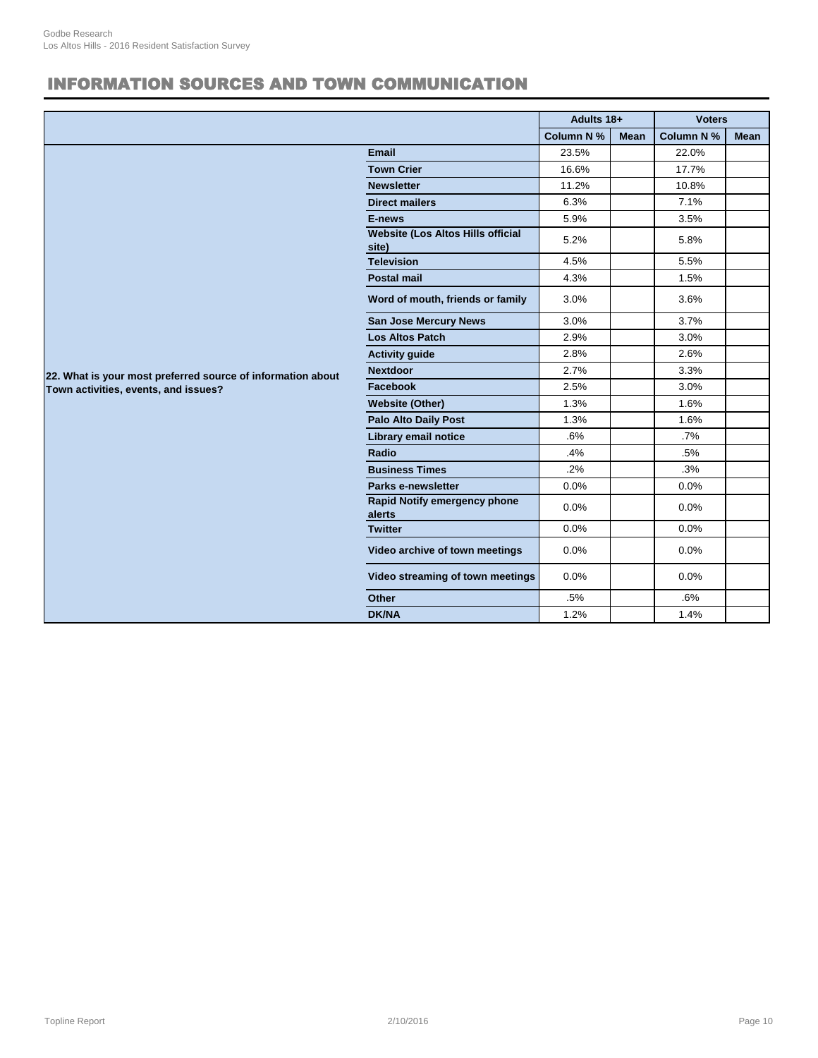## INFORMATION SOURCES AND TOWN COMMUNICATION

| | | Adults 18+ | | Voters | |
|---|---|---|---|---|---|
| | | Column N % | Mean | Column N % | Mean |
| 22. What is your most preferred source of information about Town activities, events, and issues? | Email | 23.5% | | 22.0% | |
| | Town Crier | 16.6% | | 17.7% | |
| | Newsletter | 11.2% | | 10.8% | |
| | Direct mailers | 6.3% | | 7.1% | |
| | E-news | 5.9% | | 3.5% | |
| | Website (Los Altos Hills official site) | 5.2% | | 5.8% | |
| | Television | 4.5% | | 5.5% | |
| | Postal mail | 4.3% | | 1.5% | |
| | Word of mouth, friends or family | 3.0% | | 3.6% | |
| | San Jose Mercury News | 3.0% | | 3.7% | |
| | Los Altos Patch | 2.9% | | 3.0% | |
| | Activity guide | 2.8% | | 2.6% | |
| | Nextdoor | 2.7% | | 3.3% | |
| | Facebook | 2.5% | | 3.0% | |
| | Website (Other) | 1.3% | | 1.6% | |
| | Palo Alto Daily Post | 1.3% | | 1.6% | |
| | Library email notice | .6% | | .7% | |
| | Radio | .4% | | .5% | |
| | Business Times | .2% | | .3% | |
| | Parks e-newsletter | 0.0% | | 0.0% | |
| | Rapid Notify emergency phone alerts | 0.0% | | 0.0% | |
| | Twitter | 0.0% | | 0.0% | |
| | Video archive of town meetings | 0.0% | | 0.0% | |
| | Video streaming of town meetings | 0.0% | | 0.0% | |
| | Other | .5% | | .6% | |
| | DK/NA | 1.2% | | 1.4% | |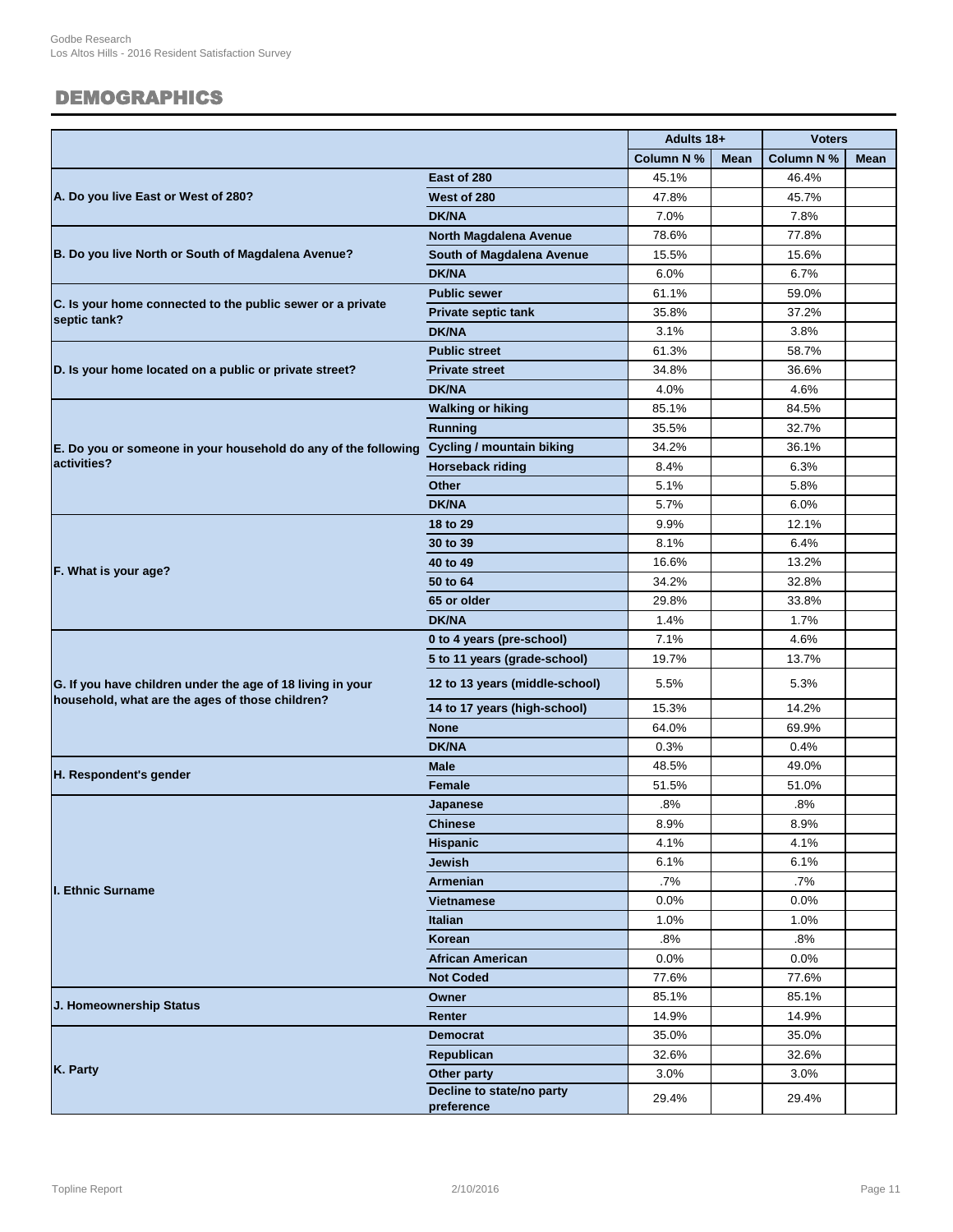## DEMOGRAPHICS

| | | Adults 18+ | | Voters | |
|---|---|---|---|---|---|
| | | Column N % | Mean | Column N % | Mean |
| A. Do you live East or West of 280? | East of 280 | 45.1% | | 46.4% | |
| | West of 280 | 47.8% | | 45.7% | |
| | DK/NA | 7.0% | | 7.8% | |
| B. Do you live North or South of Magdalena Avenue? | North Magdalena Avenue | 78.6% | | 77.8% | |
| | South of Magdalena Avenue | 15.5% | | 15.6% | |
| | DK/NA | 6.0% | | 6.7% | |
| C. Is your home connected to the public sewer or a private septic tank? | Public sewer | 61.1% | | 59.0% | |
| | Private septic tank | 35.8% | | 37.2% | |
| | DK/NA | 3.1% | | 3.8% | |
| D. Is your home located on a public or private street? | Public street | 61.3% | | 58.7% | |
| | Private street | 34.8% | | 36.6% | |
| | DK/NA | 4.0% | | 4.6% | |
| E. Do you or someone in your household do any of the following activities? | Walking or hiking | 85.1% | | 84.5% | |
| | Running | 35.5% | | 32.7% | |
| | Cycling / mountain biking | 34.2% | | 36.1% | |
| | Horseback riding | 8.4% | | 6.3% | |
| | Other | 5.1% | | 5.8% | |
| | DK/NA | 5.7% | | 6.0% | |
| F. What is your age? | 18 to 29 | 9.9% | | 12.1% | |
| | 30 to 39 | 8.1% | | 6.4% | |
| | 40 to 49 | 16.6% | | 13.2% | |
| | 50 to 64 | 34.2% | | 32.8% | |
| | 65 or older | 29.8% | | 33.8% | |
| | DK/NA | 1.4% | | 1.7% | |
| G. If you have children under the age of 18 living in your household, what are the ages of those children? | 0 to 4 years (pre-school) | 7.1% | | 4.6% | |
| | 5 to 11 years (grade-school) | 19.7% | | 13.7% | |
| | 12 to 13 years (middle-school) | 5.5% | | 5.3% | |
| | 14 to 17 years (high-school) | 15.3% | | 14.2% | |
| | None | 64.0% | | 69.9% | |
| | DK/NA | 0.3% | | 0.4% | |
| H. Respondent's gender | Male | 48.5% | | 49.0% | |
| | Female | 51.5% | | 51.0% | |
| I. Ethnic Surname | Japanese | .8% | | .8% | |
| | Chinese | 8.9% | | 8.9% | |
| | Hispanic | 4.1% | | 4.1% | |
| | Jewish | 6.1% | | 6.1% | |
| | Armenian | .7% | | .7% | |
| | Vietnamese | 0.0% | | 0.0% | |
| | Italian | 1.0% | | 1.0% | |
| | Korean | .8% | | .8% | |
| | African American | 0.0% | | 0.0% | |
| | Not Coded | 77.6% | | 77.6% | |
| J. Homeownership Status | Owner | 85.1% | | 85.1% | |
| | Renter | 14.9% | | 14.9% | |
| K. Party | Democrat | 35.0% | | 35.0% | |
| | Republican | 32.6% | | 32.6% | |
| | Other party | 3.0% | | 3.0% | |
| | Decline to state/no party preference | 29.4% | | 29.4% | |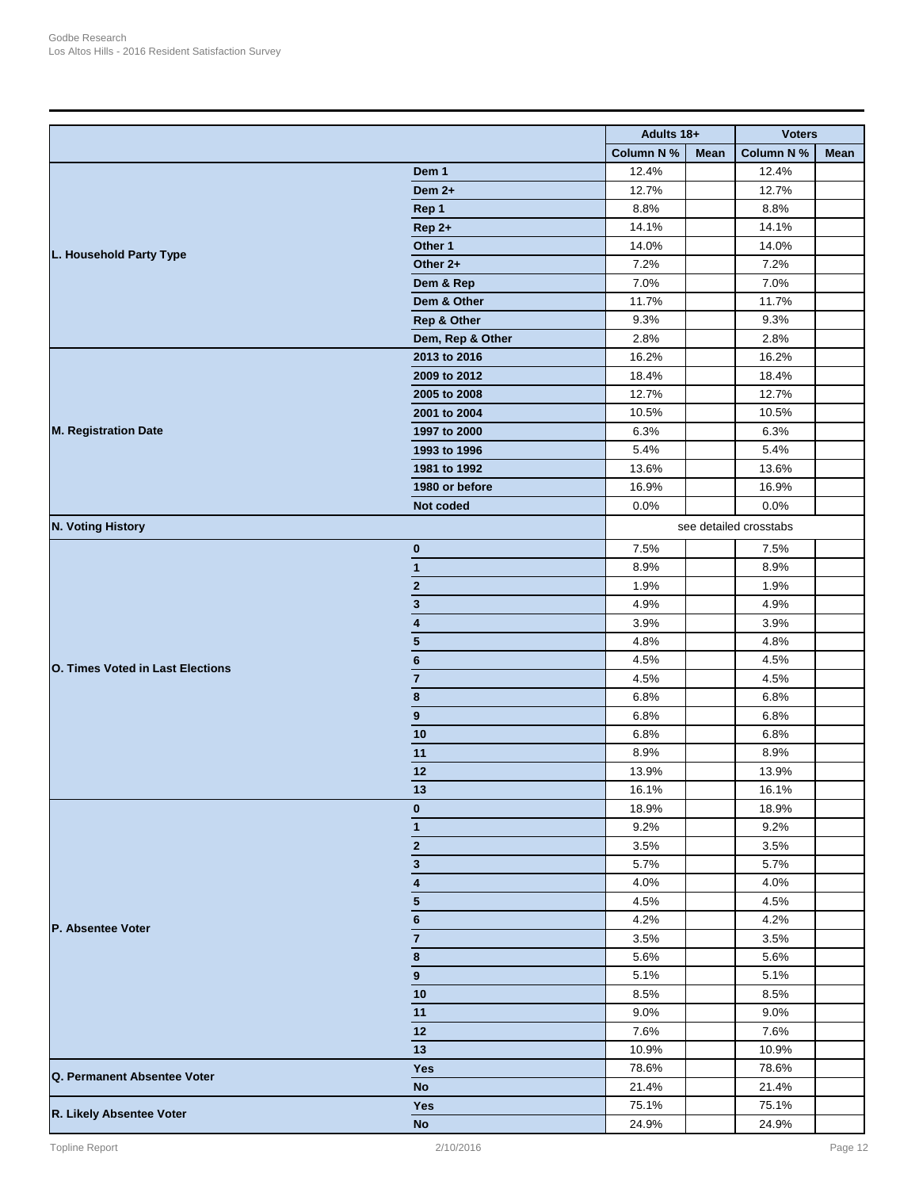| | | Adults 18+ | | Voters | |
|---|---|---|---|---|---|
| | | Column N % | Mean | Column N % | Mean |
| L. Household Party Type | Dem 1 | 12.4% | | 12.4% | |
| | Dem 2+ | 12.7% | | 12.7% | |
| | Rep 1 | 8.8% | | 8.8% | |
| | Rep 2+ | 14.1% | | 14.1% | |
| | Other 1 | 14.0% | | 14.0% | |
| | Other 2+ | 7.2% | | 7.2% | |
| | Dem & Rep | 7.0% | | 7.0% | |
| | Dem & Other | 11.7% | | 11.7% | |
| | Rep & Other | 9.3% | | 9.3% | |
| | Dem, Rep & Other | 2.8% | | 2.8% | |
| M. Registration Date | 2013 to 2016 | 16.2% | | 16.2% | |
| | 2009 to 2012 | 18.4% | | 18.4% | |
| | 2005 to 2008 | 12.7% | | 12.7% | |
| | 2001 to 2004 | 10.5% | | 10.5% | |
| | 1997 to 2000 | 6.3% | | 6.3% | |
| | 1993 to 1996 | 5.4% | | 5.4% | |
| | 1981 to 1992 | 13.6% | | 13.6% | |
| | 1980 or before | 16.9% | | 16.9% | |
| | Not coded | 0.0% | | 0.0% | |
| N. Voting History | | see detailed crosstabs | | | |
| O. Times Voted in Last Elections | 0 | 7.5% | | 7.5% | |
| | 1 | 8.9% | | 8.9% | |
| | 2 | 1.9% | | 1.9% | |
| | 3 | 4.9% | | 4.9% | |
| | 4 | 3.9% | | 3.9% | |
| | 5 | 4.8% | | 4.8% | |
| | 6 | 4.5% | | 4.5% | |
| | 7 | 4.5% | | 4.5% | |
| | 8 | 6.8% | | 6.8% | |
| | 9 | 6.8% | | 6.8% | |
| | 10 | 6.8% | | 6.8% | |
| | 11 | 8.9% | | 8.9% | |
| | 12 | 13.9% | | 13.9% | |
| | 13 | 16.1% | | 16.1% | |
| P. Absentee Voter | 0 | 18.9% | | 18.9% | |
| | 1 | 9.2% | | 9.2% | |
| | 2 | 3.5% | | 3.5% | |
| | 3 | 5.7% | | 5.7% | |
| | 4 | 4.0% | | 4.0% | |
| | 5 | 4.5% | | 4.5% | |
| | 6 | 4.2% | | 4.2% | |
| | 7 | 3.5% | | 3.5% | |
| | 8 | 5.6% | | 5.6% | |
| | 9 | 5.1% | | 5.1% | |
| | 10 | 8.5% | | 8.5% | |
| | 11 | 9.0% | | 9.0% | |
| | 12 | 7.6% | | 7.6% | |
| | 13 | 10.9% | | 10.9% | |
| Q. Permanent Absentee Voter | Yes | 78.6% | | 78.6% | |
| | No | 21.4% | | 21.4% | |
| R. Likely Absentee Voter | Yes | 75.1% | | 75.1% | |
| | No | 24.9% | | 24.9% | |